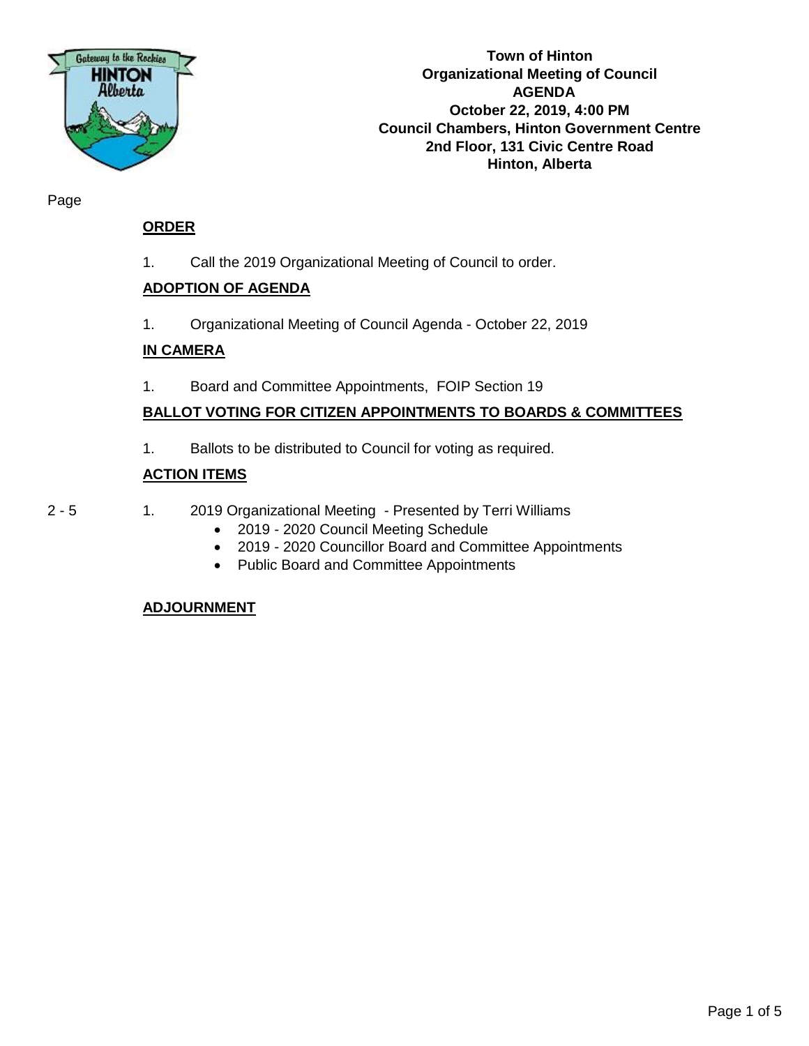**Town of Hinton**
**Organizational Meeting of Council**
**AGENDA**
**October 22, 2019, 4:00 PM**
**Council Chambers, Hinton Government Centre**
**2nd Floor, 131 Civic Centre Road**
**Hinton, Alberta**

Page

## ORDER

1. Call the 2019 Organizational Meeting of Council to order.

## ADOPTION OF AGENDA

1. Organizational Meeting of Council Agenda - October 22, 2019

## IN CAMERA

1. Board and Committee Appointments, FOIP Section 19

## BALLOT VOTING FOR CITIZEN APPOINTMENTS TO BOARDS & COMMITTEES

1. Ballots to be distributed to Council for voting as required.

## ACTION ITEMS

2 - 5 1. 2019 Organizational Meeting - Presented by Terri Williams
- 2019 - 2020 Council Meeting Schedule
- 2019 - 2020 Councillor Board and Committee Appointments
- Public Board and Committee Appointments

## ADJOURNMENT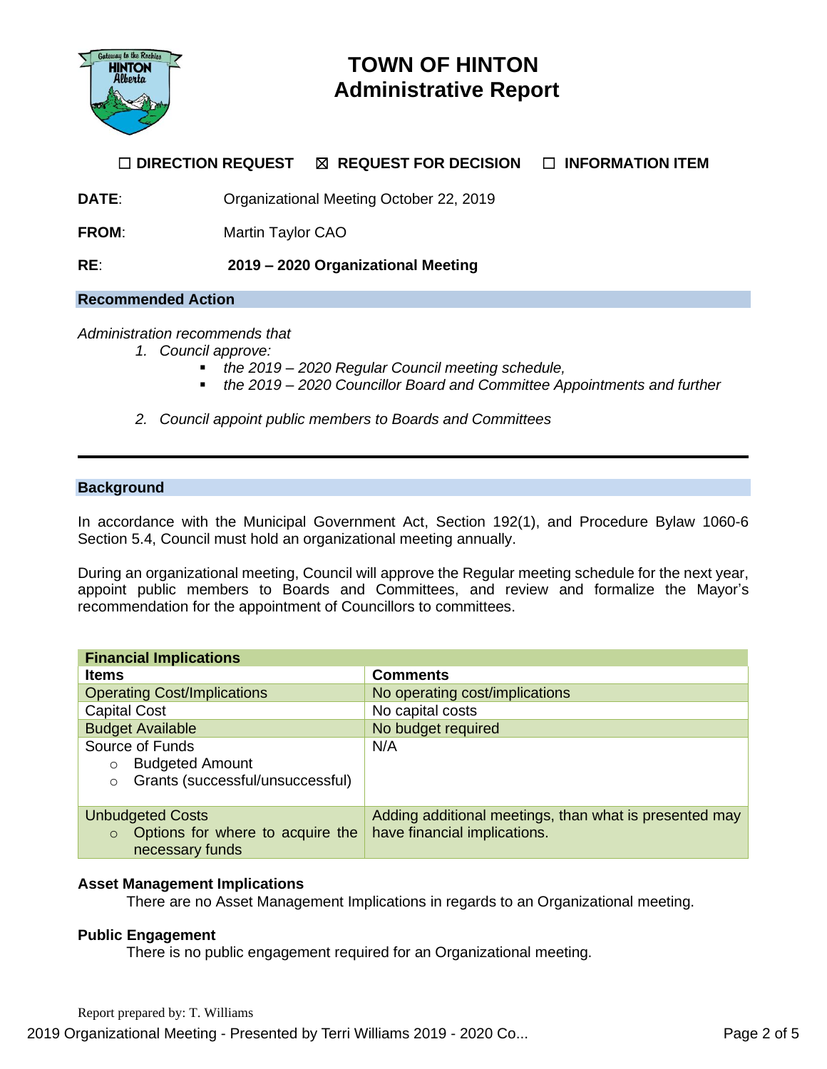# TOWN OF HINTON
# Administrative Report

☐ **DIRECTION REQUEST** ☒ **REQUEST FOR DECISION** ☐ **INFORMATION ITEM**

**DATE**: Organizational Meeting October 22, 2019

**FROM**: Martin Taylor CAO

**RE**: **2019 – 2020 Organizational Meeting**

## Recommended Action

*Administration recommends that*

1. *Council approve:*
   - *the 2019 – 2020 Regular Council meeting schedule,*
   - *the 2019 – 2020 Councillor Board and Committee Appointments and further*

2. *Council appoint public members to Boards and Committees*

---

## Background

In accordance with the Municipal Government Act, Section 192(1), and Procedure Bylaw 1060-6 Section 5.4, Council must hold an organizational meeting annually.

During an organizational meeting, Council will approve the Regular meeting schedule for the next year, appoint public members to Boards and Committees, and review and formalize the Mayor's recommendation for the appointment of Councillors to committees.

| Financial Implications | |
|---|---|
| **Items** | **Comments** |
| Operating Cost/Implications | No operating cost/implications |
| Capital Cost | No capital costs |
| Budget Available | No budget required |
| Source of Funds<br>○ Budgeted Amount<br>○ Grants (successful/unsuccessful) | N/A |
| Unbudgeted Costs<br>○ Options for where to acquire the necessary funds | Adding additional meetings, than what is presented may have financial implications. |

**Asset Management Implications**

There are no Asset Management Implications in regards to an Organizational meeting.

**Public Engagement**

There is no public engagement required for an Organizational meeting.

Report prepared by: T. Williams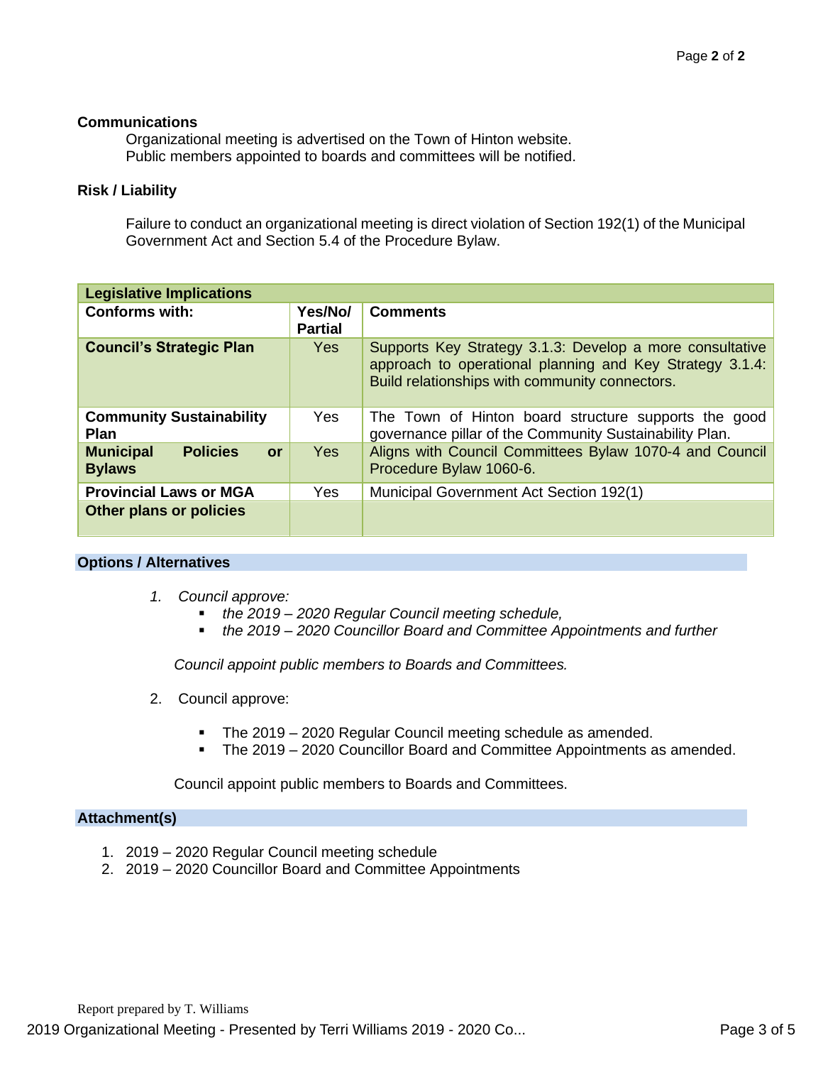**Communications**

Organizational meeting is advertised on the Town of Hinton website.
Public members appointed to boards and committees will be notified.

**Risk / Liability**

Failure to conduct an organizational meeting is direct violation of Section 192(1) of the Municipal Government Act and Section 5.4 of the Procedure Bylaw.

| **Legislative Implications** | | |
|---|---|---|
| **Conforms with:** | **Yes/No/ Partial** | **Comments** |
| **Council's Strategic Plan** | Yes | Supports Key Strategy 3.1.3: Develop a more consultative approach to operational planning and Key Strategy 3.1.4: Build relationships with community connectors. |
| **Community Sustainability Plan** | Yes | The Town of Hinton board structure supports the good governance pillar of the Community Sustainability Plan. |
| **Municipal Policies or Bylaws** | Yes | Aligns with Council Committees Bylaw 1070-4 and Council Procedure Bylaw 1060-6. |
| **Provincial Laws or MGA** | Yes | Municipal Government Act Section 192(1) |
| **Other plans or policies** | | |

## Options / Alternatives

1. *Council approve:*
   - *the 2019 – 2020 Regular Council meeting schedule,*
   - *the 2019 – 2020 Councillor Board and Committee Appointments and further*

   *Council appoint public members to Boards and Committees.*

2. Council approve:
   - The 2019 – 2020 Regular Council meeting schedule as amended.
   - The 2019 – 2020 Councillor Board and Committee Appointments as amended.

   Council appoint public members to Boards and Committees.

## Attachment(s)

1. 2019 – 2020 Regular Council meeting schedule
2. 2019 – 2020 Councillor Board and Committee Appointments

Report prepared by T. Williams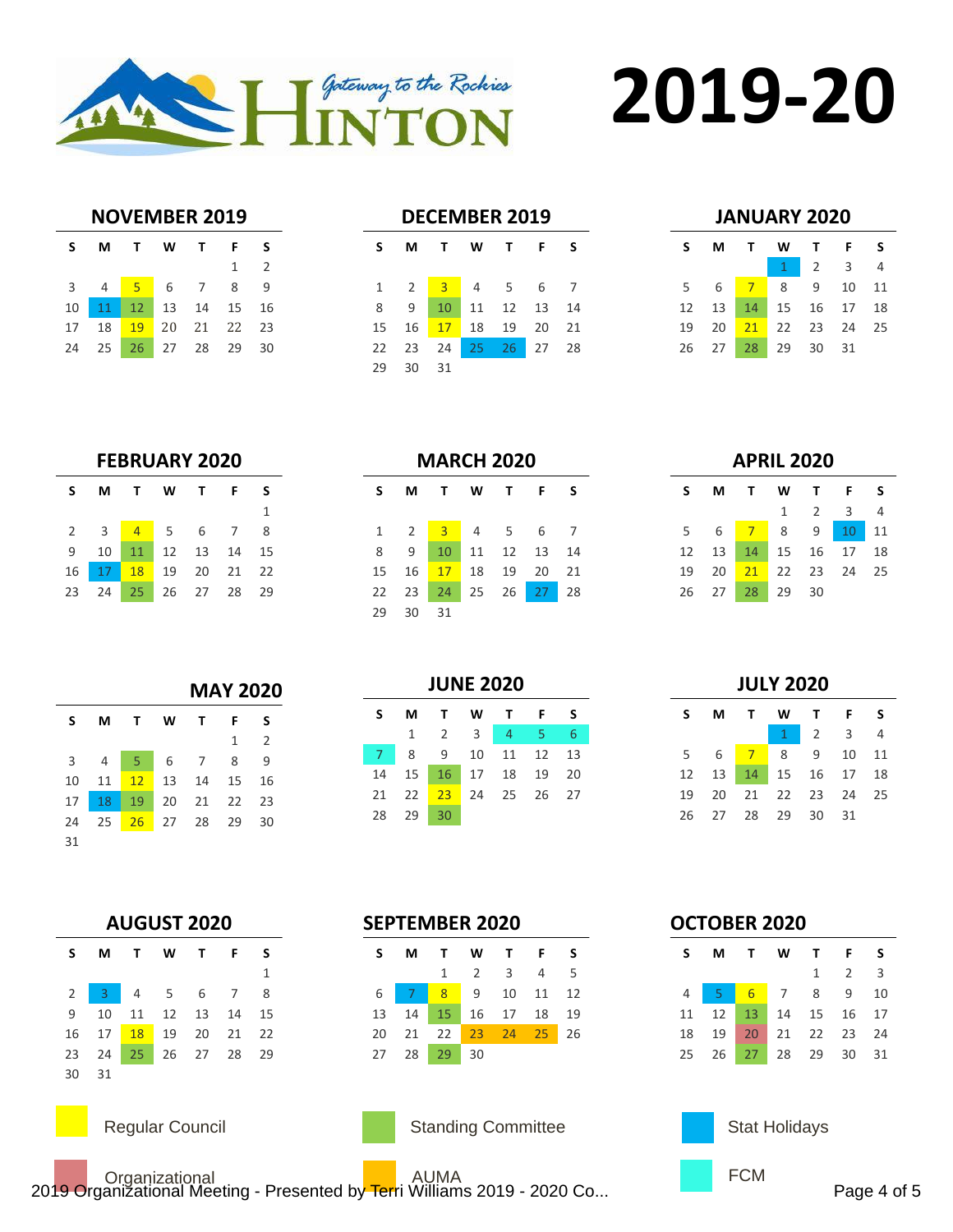Gateway to the Rockies HINTON

# 2019-20

### NOVEMBER 2019

| S | M | T | W | T | F | S |
|---|---|---|---|---|---|---|
| | | | | | 1 | 2 |
| 3 | 4 | 5 | 6 | 7 | 8 | 9 |
| 10 | 11 | 12 | 13 | 14 | 15 | 16 |
| 17 | 18 | 19 | 20 | 21 | 22 | 23 |
| 24 | 25 | 26 | 27 | 28 | 29 | 30 |

### DECEMBER 2019

| S | M | T | W | T | F | S |
|---|---|---|---|---|---|---|
| 1 | 2 | 3 | 4 | 5 | 6 | 7 |
| 8 | 9 | 10 | 11 | 12 | 13 | 14 |
| 15 | 16 | 17 | 18 | 19 | 20 | 21 |
| 22 | 23 | 24 | 25 | 26 | 27 | 28 |
| 29 | 30 | 31 | | | | |

### JANUARY 2020

| S | M | T | W | T | F | S |
|---|---|---|---|---|---|---|
| | | | 1 | 2 | 3 | 4 |
| 5 | 6 | 7 | 8 | 9 | 10 | 11 |
| 12 | 13 | 14 | 15 | 16 | 17 | 18 |
| 19 | 20 | 21 | 22 | 23 | 24 | 25 |
| 26 | 27 | 28 | 29 | 30 | 31 | |

### FEBRUARY 2020

| S | M | T | W | T | F | S |
|---|---|---|---|---|---|---|
| | | | | | | 1 |
| 2 | 3 | 4 | 5 | 6 | 7 | 8 |
| 9 | 10 | 11 | 12 | 13 | 14 | 15 |
| 16 | 17 | 18 | 19 | 20 | 21 | 22 |
| 23 | 24 | 25 | 26 | 27 | 28 | 29 |

### MARCH 2020

| S | M | T | W | T | F | S |
|---|---|---|---|---|---|---|
| 1 | 2 | 3 | 4 | 5 | 6 | 7 |
| 8 | 9 | 10 | 11 | 12 | 13 | 14 |
| 15 | 16 | 17 | 18 | 19 | 20 | 21 |
| 22 | 23 | 24 | 25 | 26 | 27 | 28 |
| 29 | 30 | 31 | | | | |

### APRIL 2020

| S | M | T | W | T | F | S |
|---|---|---|---|---|---|---|
| | | | 1 | 2 | 3 | 4 |
| 5 | 6 | 7 | 8 | 9 | 10 | 11 |
| 12 | 13 | 14 | 15 | 16 | 17 | 18 |
| 19 | 20 | 21 | 22 | 23 | 24 | 25 |
| 26 | 27 | 28 | 29 | 30 | | |

### MAY 2020

| S | M | T | W | T | F | S |
|---|---|---|---|---|---|---|
| | | | | | 1 | 2 |
| 3 | 4 | 5 | 6 | 7 | 8 | 9 |
| 10 | 11 | 12 | 13 | 14 | 15 | 16 |
| 17 | 18 | 19 | 20 | 21 | 22 | 23 |
| 24 | 25 | 26 | 27 | 28 | 29 | 30 |
| 31 | | | | | | |

### JUNE 2020

| S | M | T | W | T | F | S |
|---|---|---|---|---|---|---|
| | 1 | 2 | 3 | 4 | 5 | 6 |
| 7 | 8 | 9 | 10 | 11 | 12 | 13 |
| 14 | 15 | 16 | 17 | 18 | 19 | 20 |
| 21 | 22 | 23 | 24 | 25 | 26 | 27 |
| 28 | 29 | 30 | | | | |

### JULY 2020

| S | M | T | W | T | F | S |
|---|---|---|---|---|---|---|
| | | | 1 | 2 | 3 | 4 |
| 5 | 6 | 7 | 8 | 9 | 10 | 11 |
| 12 | 13 | 14 | 15 | 16 | 17 | 18 |
| 19 | 20 | 21 | 22 | 23 | 24 | 25 |
| 26 | 27 | 28 | 29 | 30 | 31 | |

### AUGUST 2020

| S | M | T | W | T | F | S |
|---|---|---|---|---|---|---|
| | | | | | | 1 |
| 2 | 3 | 4 | 5 | 6 | 7 | 8 |
| 9 | 10 | 11 | 12 | 13 | 14 | 15 |
| 16 | 17 | 18 | 19 | 20 | 21 | 22 |
| 23 | 24 | 25 | 26 | 27 | 28 | 29 |
| 30 | 31 | | | | | |

### SEPTEMBER 2020

| S | M | T | W | T | F | S |
|---|---|---|---|---|---|---|
| | | 1 | 2 | 3 | 4 | 5 |
| 6 | 7 | 8 | 9 | 10 | 11 | 12 |
| 13 | 14 | 15 | 16 | 17 | 18 | 19 |
| 20 | 21 | 22 | 23 | 24 | 25 | 26 |
| 27 | 28 | 29 | 30 | | | |

### OCTOBER 2020

| S | M | T | W | T | F | S |
|---|---|---|---|---|---|---|
| | | | | 1 | 2 | 3 |
| 4 | 5 | 6 | 7 | 8 | 9 | 10 |
| 11 | 12 | 13 | 14 | 15 | 16 | 17 |
| 18 | 19 | 20 | 21 | 22 | 23 | 24 |
| 25 | 26 | 27 | 28 | 29 | 30 | 31 |

Regular Council

Standing Committee

Stat Holidays

Organizational

AUMA

FCM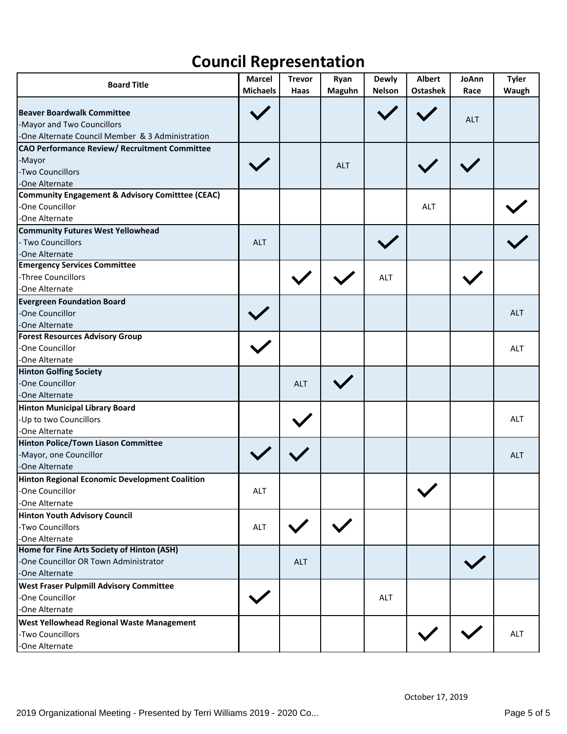# Council Representation

| Board Title | Marcel Michaels | Trevor Haas | Ryan Maguhn | Dewly Nelson | Albert Ostashek | JoAnn Race | Tyler Waugh |
|---|---|---|---|---|---|---|---|
| **Beaver Boardwalk Committee**<br>-Mayor and Two Councillors<br>-One Alternate Council Member & 3 Administration | ✓ | | | ✓ | ✓ | ALT | |
| **CAO Performance Review/ Recruitment Committee**<br>-Mayor<br>-Two Councillors<br>-One Alternate | ✓ | | ALT | | ✓ | ✓ | |
| **Community Engagement & Advisory Comitttee (CEAC)**<br>-One Councillor<br>-One Alternate | | | | | ALT | | ✓ |
| **Community Futures West Yellowhead**<br>- Two Councillors<br>-One Alternate | ALT | | | ✓ | | | ✓ |
| **Emergency Services Committee**<br>-Three Councillors<br>-One Alternate | | ✓ | ✓ | ALT | | ✓ | |
| **Evergreen Foundation Board**<br>-One Councillor<br>-One Alternate | ✓ | | | | | | ALT |
| **Forest Resources Advisory Group**<br>-One Councillor<br>-One Alternate | ✓ | | | | | | ALT |
| **Hinton Golfing Society**<br>-One Councillor<br>-One Alternate | | ALT | ✓ | | | | |
| **Hinton Municipal Library Board**<br>-Up to two Councillors<br>-One Alternate | | ✓ | | | | | ALT |
| **Hinton Police/Town Liason Committee**<br>-Mayor, one Councillor<br>-One Alternate | ✓ | ✓ | | | | | ALT |
| **Hinton Regional Economic Development Coalition**<br>-One Councillor<br>-One Alternate | ALT | | | | ✓ | | |
| **Hinton Youth Advisory Council**<br>-Two Councillors<br>-One Alternate | ALT | ✓ | ✓ | | | | |
| **Home for Fine Arts Society of Hinton (ASH)**<br>-One Councillor OR Town Administrator<br>-One Alternate | | ALT | | | | ✓ | |
| **West Fraser Pulpmill Advisory Committee**<br>-One Councillor<br>-One Alternate | ✓ | | | ALT | | | |
| **West Yellowhead Regional Waste Management**<br>-Two Councillors<br>-One Alternate | | | | | ✓ | ✓ | ALT |

October 17, 2019